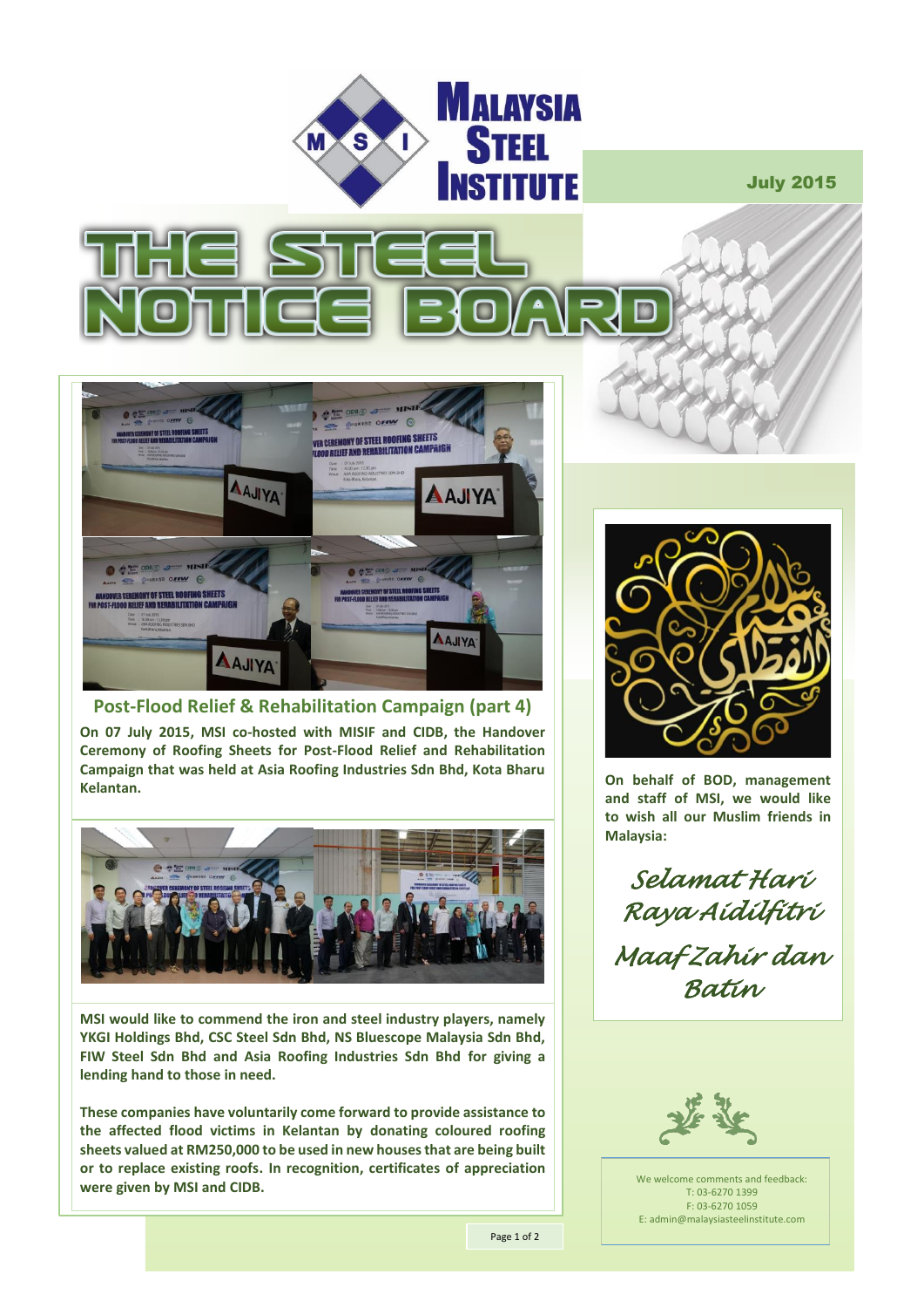# Malaysia Steel Institute

July 2015

# THE STEEL NOTICE BOARD

## Post-Flood Relief & Rehabilitation Campaign (part 4)

**On 07 July 2015, MSI co-hosted with MISIF and CIDB, the Handover Ceremony of Roofing Sheets for Post-Flood Relief and Rehabilitation Campaign that was held at Asia Roofing Industries Sdn Bhd, Kota Bharu Kelantan.**

**MSI would like to commend the iron and steel industry players, namely YKGI Holdings Bhd, CSC Steel Sdn Bhd, NS Bluescope Malaysia Sdn Bhd, FIW Steel Sdn Bhd and Asia Roofing Industries Sdn Bhd for giving a lending hand to those in need.**

**These companies have voluntarily come forward to provide assistance to the affected flood victims in Kelantan by donating coloured roofing sheets valued at RM250,000 to be used in new houses that are being built or to replace existing roofs. In recognition, certificates of appreciation were given by MSI and CIDB.**

**On behalf of BOD, management and staff of MSI, we would like to wish all our Muslim friends in Malaysia:**

*Selamat Hari Raya Aidilfitri*

*Maaf Zahir dan Batin*

We welcome comments and feedback:
T: 03-6270 1399
F: 03-6270 1059
E: admin@malaysiasteelinstitute.com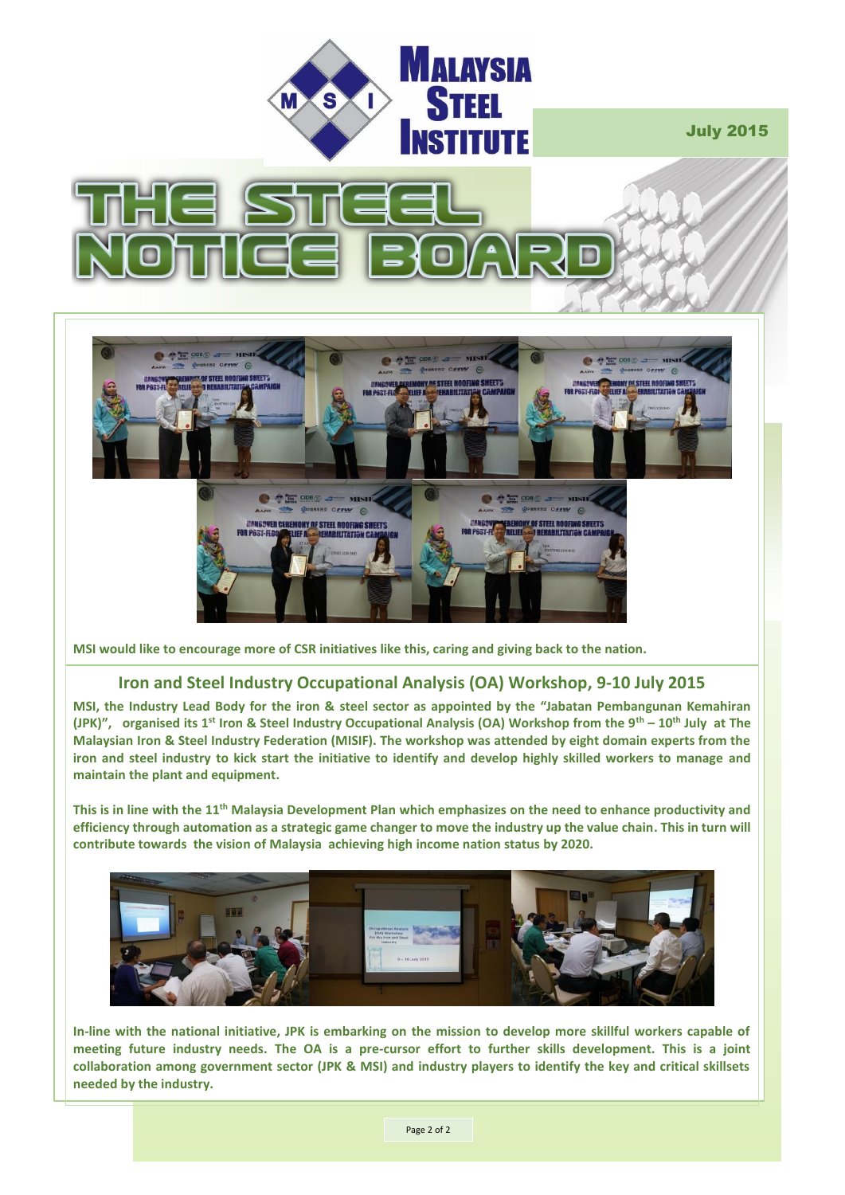# MALAYSIA STEEL INSTITUTE

July 2015

# THE STEEL NOTICE BOARD

**MSI would like to encourage more of CSR initiatives like this, caring and giving back to the nation.**

## Iron and Steel Industry Occupational Analysis (OA) Workshop, 9-10 July 2015

**MSI, the Industry Lead Body for the iron & steel sector as appointed by the "Jabatan Pembangunan Kemahiran (JPK)", organised its 1st Iron & Steel Industry Occupational Analysis (OA) Workshop from the 9th – 10th July at The Malaysian Iron & Steel Industry Federation (MISIF). The workshop was attended by eight domain experts from the iron and steel industry to kick start the initiative to identify and develop highly skilled workers to manage and maintain the plant and equipment.**

**This is in line with the 11th Malaysia Development Plan which emphasizes on the need to enhance productivity and efficiency through automation as a strategic game changer to move the industry up the value chain. This in turn will contribute towards the vision of Malaysia achieving high income nation status by 2020.**

**In-line with the national initiative, JPK is embarking on the mission to develop more skillful workers capable of meeting future industry needs. The OA is a pre-cursor effort to further skills development. This is a joint collaboration among government sector (JPK & MSI) and industry players to identify the key and critical skillsets needed by the industry.**